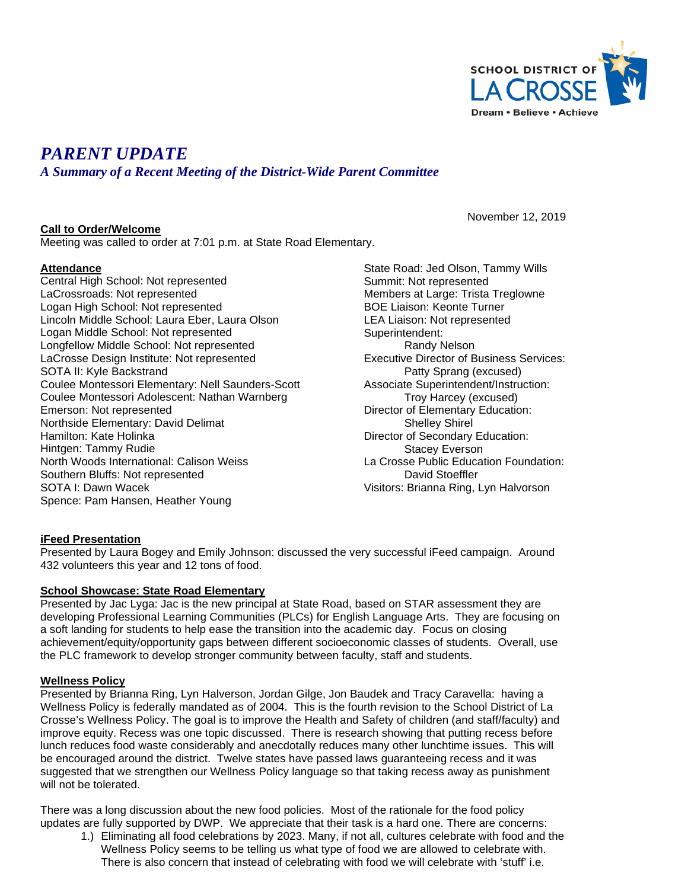SCHOOL DISTRICT OF LA CROSSE
Dream • Believe • Achieve

# *PARENT UPDATE*

## *A Summary of a Recent Meeting of the District-Wide Parent Committee*

November 12, 2019

**Call to Order/Welcome**
Meeting was called to order at 7:01 p.m. at State Road Elementary.

**Attendance**
Central High School: Not represented
LaCrossroads: Not represented
Logan High School: Not represented
Lincoln Middle School: Laura Eber, Laura Olson
Logan Middle School: Not represented
Longfellow Middle School: Not represented
LaCrosse Design Institute: Not represented
SOTA II: Kyle Backstrand
Coulee Montessori Elementary: Nell Saunders-Scott
Coulee Montessori Adolescent: Nathan Warnberg
Emerson: Not represented
Northside Elementary: David Delimat
Hamilton: Kate Holinka
Hintgen: Tammy Rudie
North Woods International: Calison Weiss
Southern Bluffs: Not represented
SOTA I: Dawn Wacek
Spence: Pam Hansen, Heather Young
State Road: Jed Olson, Tammy Wills
Summit: Not represented
Members at Large: Trista Treglowne
BOE Liaison: Keonte Turner
LEA Liaison: Not represented
Superintendent:
Randy Nelson
Executive Director of Business Services:
Patty Sprang (excused)
Associate Superintendent/Instruction:
Troy Harcey (excused)
Director of Elementary Education:
Shelley Shirel
Director of Secondary Education:
Stacey Everson
La Crosse Public Education Foundation:
David Stoeffler
Visitors: Brianna Ring, Lyn Halvorson

**iFeed Presentation**
Presented by Laura Bogey and Emily Johnson: discussed the very successful iFeed campaign. Around 432 volunteers this year and 12 tons of food.

**School Showcase: State Road Elementary**
Presented by Jac Lyga: Jac is the new principal at State Road, based on STAR assessment they are developing Professional Learning Communities (PLCs) for English Language Arts. They are focusing on a soft landing for students to help ease the transition into the academic day. Focus on closing achievement/equity/opportunity gaps between different socioeconomic classes of students. Overall, use the PLC framework to develop stronger community between faculty, staff and students.

**Wellness Policy**
Presented by Brianna Ring, Lyn Halverson, Jordan Gilge, Jon Baudek and Tracy Caravella: having a Wellness Policy is federally mandated as of 2004. This is the fourth revision to the School District of La Crosse's Wellness Policy. The goal is to improve the Health and Safety of children (and staff/faculty) and improve equity. Recess was one topic discussed. There is research showing that putting recess before lunch reduces food waste considerably and anecdotally reduces many other lunchtime issues. This will be encouraged around the district. Twelve states have passed laws guaranteeing recess and it was suggested that we strengthen our Wellness Policy language so that taking recess away as punishment will not be tolerated.

There was a long discussion about the new food policies. Most of the rationale for the food policy updates are fully supported by DWP. We appreciate that their task is a hard one. There are concerns:

1.) Eliminating all food celebrations by 2023. Many, if not all, cultures celebrate with food and the Wellness Policy seems to be telling us what type of food we are allowed to celebrate with. There is also concern that instead of celebrating with food we will celebrate with 'stuff' i.e.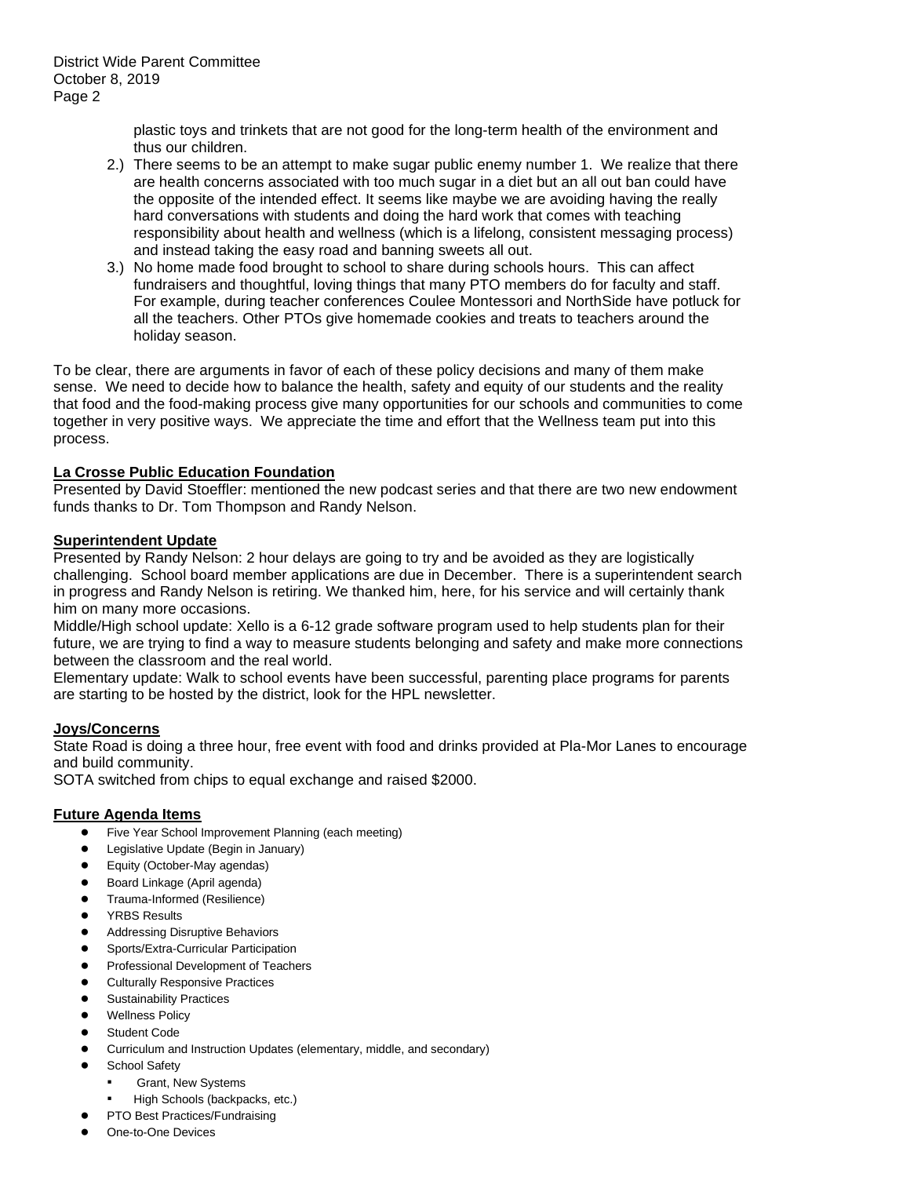plastic toys and trinkets that are not good for the long-term health of the environment and thus our children.

2.) There seems to be an attempt to make sugar public enemy number 1. We realize that there are health concerns associated with too much sugar in a diet but an all out ban could have the opposite of the intended effect. It seems like maybe we are avoiding having the really hard conversations with students and doing the hard work that comes with teaching responsibility about health and wellness (which is a lifelong, consistent messaging process) and instead taking the easy road and banning sweets all out.

3.) No home made food brought to school to share during schools hours. This can affect fundraisers and thoughtful, loving things that many PTO members do for faculty and staff. For example, during teacher conferences Coulee Montessori and NorthSide have potluck for all the teachers. Other PTOs give homemade cookies and treats to teachers around the holiday season.

To be clear, there are arguments in favor of each of these policy decisions and many of them make sense. We need to decide how to balance the health, safety and equity of our students and the reality that food and the food-making process give many opportunities for our schools and communities to come together in very positive ways. We appreciate the time and effort that the Wellness team put into this process.

**La Crosse Public Education Foundation**

Presented by David Stoeffler: mentioned the new podcast series and that there are two new endowment funds thanks to Dr. Tom Thompson and Randy Nelson.

**Superintendent Update**

Presented by Randy Nelson: 2 hour delays are going to try and be avoided as they are logistically challenging. School board member applications are due in December. There is a superintendent search in progress and Randy Nelson is retiring. We thanked him, here, for his service and will certainly thank him on many more occasions.

Middle/High school update: Xello is a 6-12 grade software program used to help students plan for their future, we are trying to find a way to measure students belonging and safety and make more connections between the classroom and the real world.

Elementary update: Walk to school events have been successful, parenting place programs for parents are starting to be hosted by the district, look for the HPL newsletter.

**Joys/Concerns**

State Road is doing a three hour, free event with food and drinks provided at Pla-Mor Lanes to encourage and build community.

SOTA switched from chips to equal exchange and raised $2000.

**Future Agenda Items**

- Five Year School Improvement Planning (each meeting)
- Legislative Update (Begin in January)
- Equity (October-May agendas)
- Board Linkage (April agenda)
- Trauma-Informed (Resilience)
- YRBS Results
- Addressing Disruptive Behaviors
- Sports/Extra-Curricular Participation
- Professional Development of Teachers
- Culturally Responsive Practices
- Sustainability Practices
- Wellness Policy
- Student Code
- Curriculum and Instruction Updates (elementary, middle, and secondary)
- School Safety
  - Grant, New Systems
  - High Schools (backpacks, etc.)
- PTO Best Practices/Fundraising
- One-to-One Devices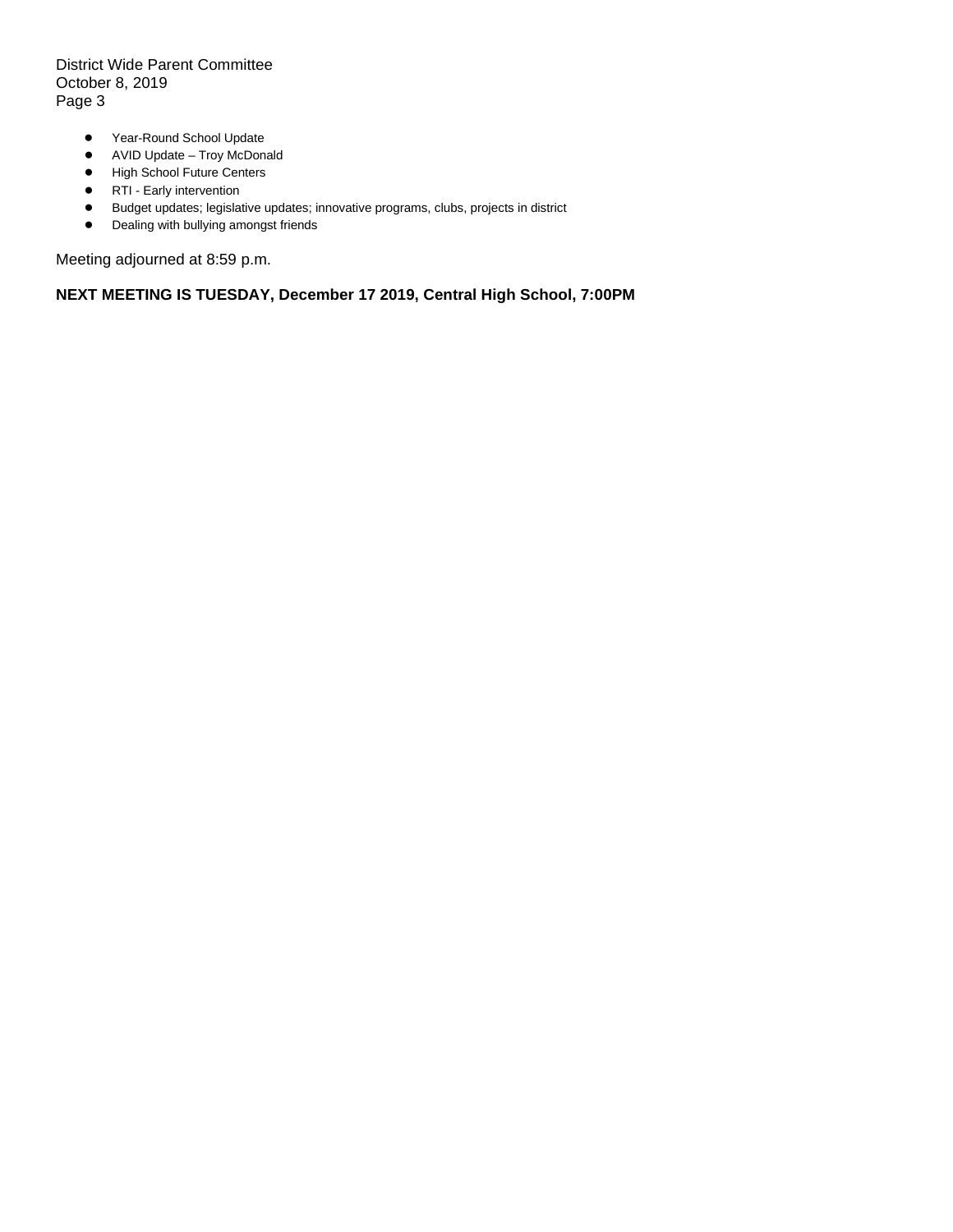- Year-Round School Update
- AVID Update – Troy McDonald
- High School Future Centers
- RTI - Early intervention
- Budget updates; legislative updates; innovative programs, clubs, projects in district
- Dealing with bullying amongst friends

Meeting adjourned at 8:59 p.m.

**NEXT MEETING IS TUESDAY, December 17 2019, Central High School, 7:00PM**